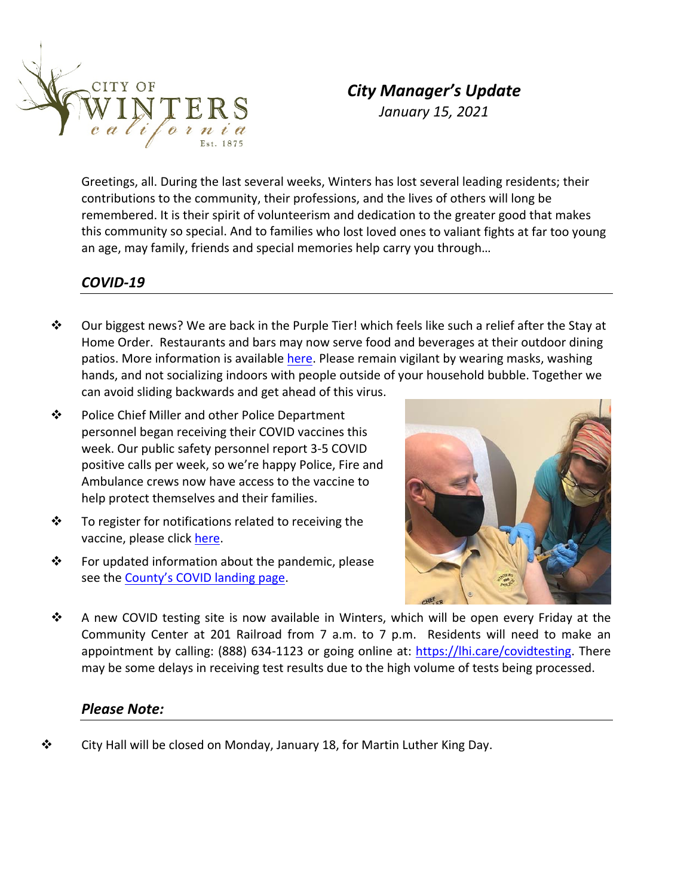CITY OF WINTERS california Est. 1875

# *City Manager's Update*

*January 15, 2021*

Greetings, all. During the last several weeks, Winters has lost several leading residents; their contributions to the community, their professions, and the lives of others will long be remembered. It is their spirit of volunteerism and dedication to the greater good that makes this community so special. And to families who lost loved ones to valiant fights at far too young an age, may family, friends and special memories help carry you through…

## *COVID-19*

- Our biggest news? We are back in the Purple Tier! which feels like such a relief after the Stay at Home Order. Restaurants and bars may now serve food and beverages at their outdoor dining patios. More information is available here. Please remain vigilant by wearing masks, washing hands, and not socializing indoors with people outside of your household bubble. Together we can avoid sliding backwards and get ahead of this virus.
- Police Chief Miller and other Police Department personnel began receiving their COVID vaccines this week. Our public safety personnel report 3-5 COVID positive calls per week, so we're happy Police, Fire and Ambulance crews now have access to the vaccine to help protect themselves and their families.
- To register for notifications related to receiving the vaccine, please click here.
- For updated information about the pandemic, please see the County's COVID landing page.
- A new COVID testing site is now available in Winters, which will be open every Friday at the Community Center at 201 Railroad from 7 a.m. to 7 p.m. Residents will need to make an appointment by calling: (888) 634-1123 or going online at: https://lhi.care/covidtesting. There may be some delays in receiving test results due to the high volume of tests being processed.

## *Please Note:*

- City Hall will be closed on Monday, January 18, for Martin Luther King Day.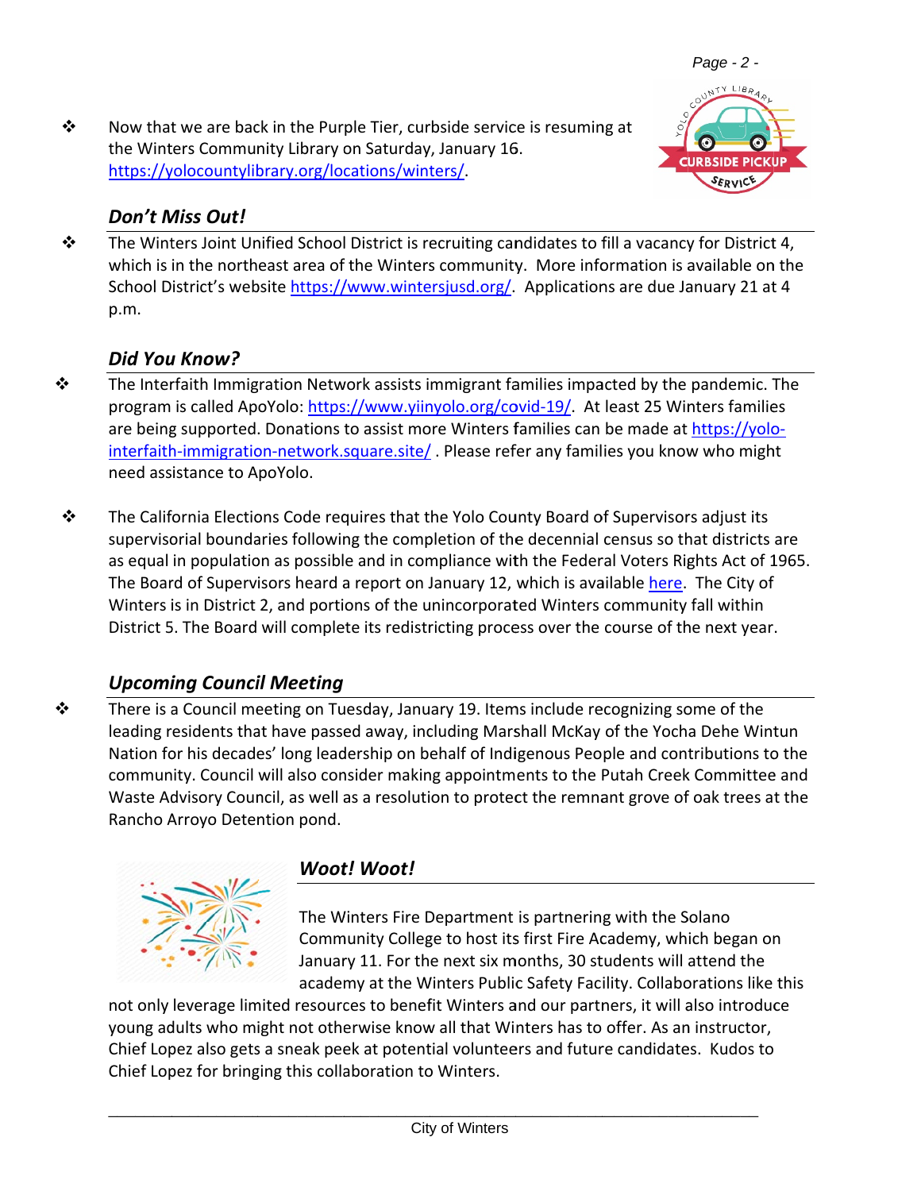- Now that we are back in the Purple Tier, curbside service is resuming at the Winters Community Library on Saturday, January 16. https://yolocountylibrary.org/locations/winters/.

### *Don't Miss Out!*

- The Winters Joint Unified School District is recruiting candidates to fill a vacancy for District 4, which is in the northeast area of the Winters community. More information is available on the School District's website https://www.wintersjusd.org/. Applications are due January 21 at 4 p.m.

### *Did You Know?*

- The Interfaith Immigration Network assists immigrant families impacted by the pandemic. The program is called ApoYolo: https://www.yiinyolo.org/covid-19/. At least 25 Winters families are being supported. Donations to assist more Winters families can be made at https://yolo-interfaith-immigration-network.square.site/ . Please refer any families you know who might need assistance to ApoYolo.

- The California Elections Code requires that the Yolo County Board of Supervisors adjust its supervisorial boundaries following the completion of the decennial census so that districts are as equal in population as possible and in compliance with the Federal Voters Rights Act of 1965. The Board of Supervisors heard a report on January 12, which is available here. The City of Winters is in District 2, and portions of the unincorporated Winters community fall within District 5. The Board will complete its redistricting process over the course of the next year.

### *Upcoming Council Meeting*

- There is a Council meeting on Tuesday, January 19. Items include recognizing some of the leading residents that have passed away, including Marshall McKay of the Yocha Dehe Wintun Nation for his decades' long leadership on behalf of Indigenous People and contributions to the community. Council will also consider making appointments to the Putah Creek Committee and Waste Advisory Council, as well as a resolution to protect the remnant grove of oak trees at the Rancho Arroyo Detention pond.

### *Woot! Woot!*

The Winters Fire Department is partnering with the Solano Community College to host its first Fire Academy, which began on January 11. For the next six months, 30 students will attend the academy at the Winters Public Safety Facility. Collaborations like this not only leverage limited resources to benefit Winters and our partners, it will also introduce young adults who might not otherwise know all that Winters has to offer. As an instructor, Chief Lopez also gets a sneak peek at potential volunteers and future candidates. Kudos to Chief Lopez for bringing this collaboration to Winters.